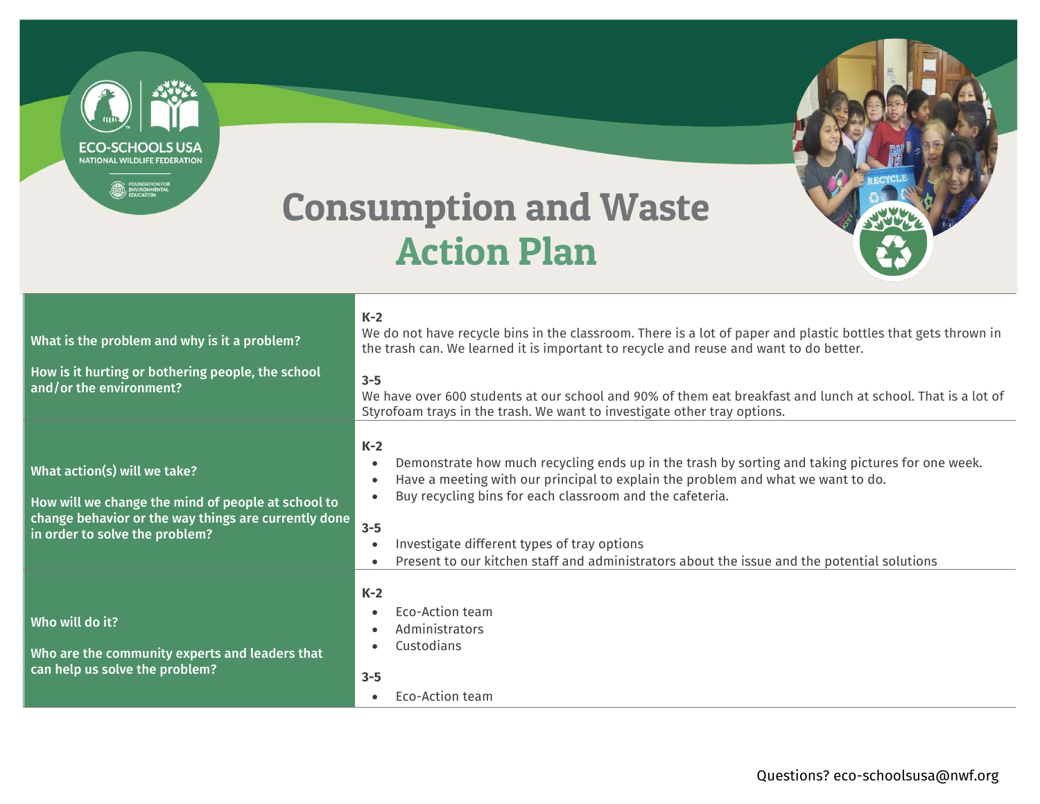# Consumption and Waste
## Action Plan

| | |
|---|---|
| **What is the problem and why is it a problem?**<br><br>**How is it hurting or bothering people, the school and/or the environment?** | **K-2**<br>We do not have recycle bins in the classroom. There is a lot of paper and plastic bottles that gets thrown in the trash can. We learned it is important to recycle and reuse and want to do better.<br><br>**3-5**<br>We have over 600 students at our school and 90% of them eat breakfast and lunch at school. That is a lot of Styrofoam trays in the trash. We want to investigate other tray options. |
| **What action(s) will we take?**<br><br>**How will we change the mind of people at school to change behavior or the way things are currently done in order to solve the problem?** | **K-2**<br>• Demonstrate how much recycling ends up in the trash by sorting and taking pictures for one week.<br>• Have a meeting with our principal to explain the problem and what we want to do.<br>• Buy recycling bins for each classroom and the cafeteria.<br><br>**3-5**<br>• Investigate different types of tray options<br>• Present to our kitchen staff and administrators about the issue and the potential solutions |
| **Who will do it?**<br><br>**Who are the community experts and leaders that can help us solve the problem?** | **K-2**<br>• Eco-Action team<br>• Administrators<br>• Custodians<br><br>**3-5**<br>• Eco-Action team |

Questions? eco-schoolsusa@nwf.org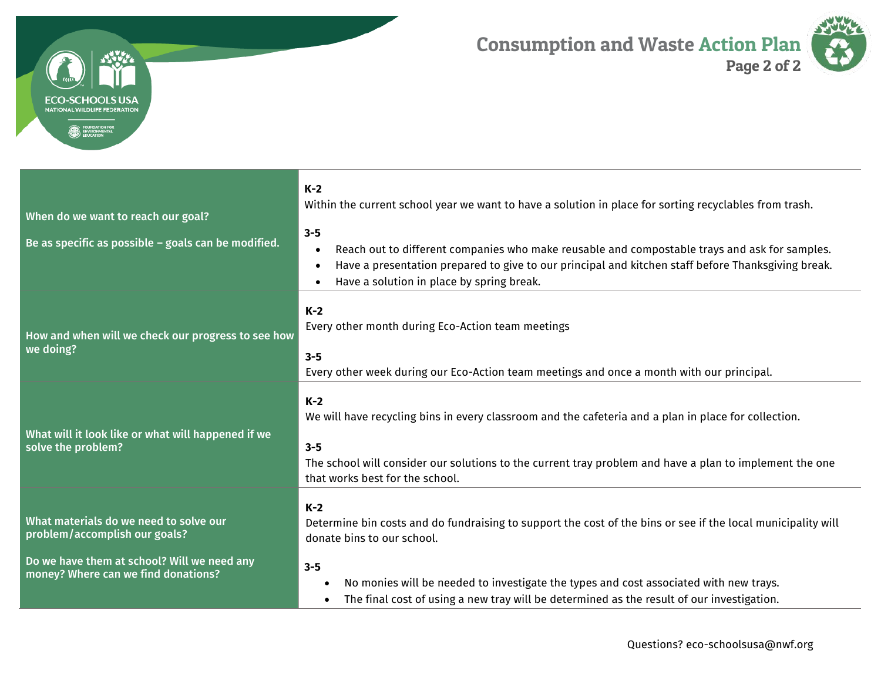# Consumption and Waste Action Plan

| | |
|---|---|
| When do we want to reach our goal?<br><br>Be as specific as possible – goals can be modified. | **K-2**<br>Within the current school year we want to have a solution in place for sorting recyclables from trash.<br><br>**3-5**<br>• Reach out to different companies who make reusable and compostable trays and ask for samples.<br>• Have a presentation prepared to give to our principal and kitchen staff before Thanksgiving break.<br>• Have a solution in place by spring break. |
| How and when will we check our progress to see how we doing? | **K-2**<br>Every other month during Eco-Action team meetings<br><br>**3-5**<br>Every other week during our Eco-Action team meetings and once a month with our principal. |
| What will it look like or what will happened if we solve the problem? | **K-2**<br>We will have recycling bins in every classroom and the cafeteria and a plan in place for collection.<br><br>**3-5**<br>The school will consider our solutions to the current tray problem and have a plan to implement the one that works best for the school. |
| What materials do we need to solve our problem/accomplish our goals?<br><br>Do we have them at school? Will we need any money? Where can we find donations? | **K-2**<br>Determine bin costs and do fundraising to support the cost of the bins or see if the local municipality will donate bins to our school.<br><br>**3-5**<br>• No monies will be needed to investigate the types and cost associated with new trays.<br>• The final cost of using a new tray will be determined as the result of our investigation. |

Questions? eco-schoolsusa@nwf.org